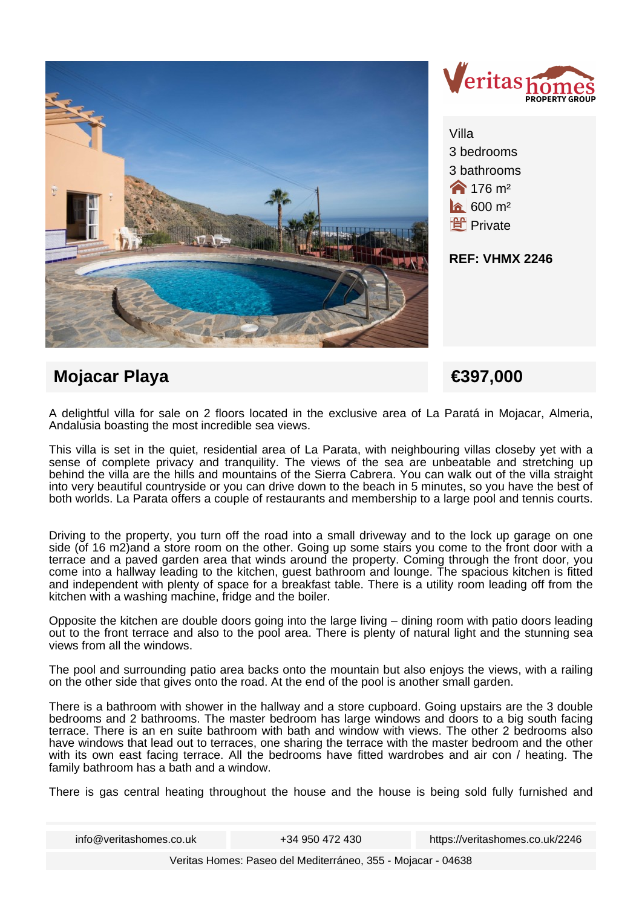Villa
3 bedrooms
3 bathrooms
176 m²
600 m²
Private

**REF: VHMX 2246**

## Mojacar Playa

## €397,000

A delightful villa for sale on 2 floors located in the exclusive area of La Paratá in Mojacar, Almeria, Andalusia boasting the most incredible sea views.

This villa is set in the quiet, residential area of La Parata, with neighbouring villas closeby yet with a sense of complete privacy and tranquility. The views of the sea are unbeatable and stretching up behind the villa are the hills and mountains of the Sierra Cabrera. You can walk out of the villa straight into very beautiful countryside or you can drive down to the beach in 5 minutes, so you have the best of both worlds. La Parata offers a couple of restaurants and membership to a large pool and tennis courts.

Driving to the property, you turn off the road into a small driveway and to the lock up garage on one side (of 16 m2)and a store room on the other. Going up some stairs you come to the front door with a terrace and a paved garden area that winds around the property. Coming through the front door, you come into a hallway leading to the kitchen, guest bathroom and lounge. The spacious kitchen is fitted and independent with plenty of space for a breakfast table. There is a utility room leading off from the kitchen with a washing machine, fridge and the boiler.

Opposite the kitchen are double doors going into the large living – dining room with patio doors leading out to the front terrace and also to the pool area. There is plenty of natural light and the stunning sea views from all the windows.

The pool and surrounding patio area backs onto the mountain but also enjoys the views, with a railing on the other side that gives onto the road. At the end of the pool is another small garden.

There is a bathroom with shower in the hallway and a store cupboard. Going upstairs are the 3 double bedrooms and 2 bathrooms. The master bedroom has large windows and doors to a big south facing terrace. There is an en suite bathroom with bath and window with views. The other 2 bedrooms also have windows that lead out to terraces, one sharing the terrace with the master bedroom and the other with its own east facing terrace. All the bedrooms have fitted wardrobes and air con / heating. The family bathroom has a bath and a window.

There is gas central heating throughout the house and the house is being sold fully furnished and

info@veritashomes.co.uk | +34 950 472 430 | https://veritashomes.co.uk/2246

Veritas Homes: Paseo del Mediterráneo, 355 - Mojacar - 04638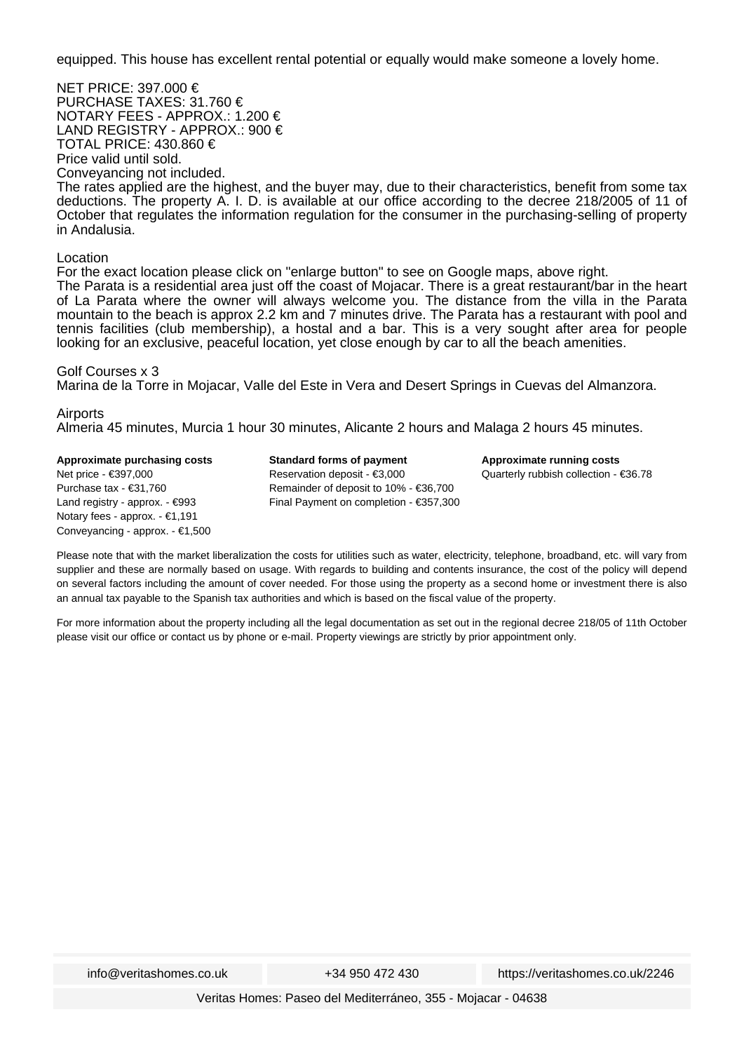equipped. This house has excellent rental potential or equally would make someone a lovely home.

NET PRICE: 397.000 €
PURCHASE TAXES: 31.760 €
NOTARY FEES - APPROX.: 1.200 €
LAND REGISTRY - APPROX.: 900 €
TOTAL PRICE: 430.860 €
Price valid until sold.
Conveyancing not included.
The rates applied are the highest, and the buyer may, due to their characteristics, benefit from some tax deductions. The property A. I. D. is available at our office according to the decree 218/2005 of 11 of October that regulates the information regulation for the consumer in the purchasing-selling of property in Andalusia.

Location
For the exact location please click on "enlarge button" to see on Google maps, above right.
The Parata is a residential area just off the coast of Mojacar. There is a great restaurant/bar in the heart of La Parata where the owner will always welcome you. The distance from the villa in the Parata mountain to the beach is approx 2.2 km and 7 minutes drive. The Parata has a restaurant with pool and tennis facilities (club membership), a hostal and a bar. This is a very sought after area for people looking for an exclusive, peaceful location, yet close enough by car to all the beach amenities.

Golf Courses x 3
Marina de la Torre in Mojacar, Valle del Este in Vera and Desert Springs in Cuevas del Almanzora.

Airports
Almeria 45 minutes, Murcia 1 hour 30 minutes, Alicante 2 hours and Malaga 2 hours 45 minutes.

**Approximate purchasing costs**
Net price - €397,000
Purchase tax - €31,760
Land registry - approx. - €993
Notary fees - approx. - €1,191
Conveyancing - approx. - €1,500

**Standard forms of payment**
Reservation deposit - €3,000
Remainder of deposit to 10% - €36,700
Final Payment on completion - €357,300

**Approximate running costs**
Quarterly rubbish collection - €36.78

Please note that with the market liberalization the costs for utilities such as water, electricity, telephone, broadband, etc. will vary from supplier and these are normally based on usage. With regards to building and contents insurance, the cost of the policy will depend on several factors including the amount of cover needed. For those using the property as a second home or investment there is also an annual tax payable to the Spanish tax authorities and which is based on the fiscal value of the property.

For more information about the property including all the legal documentation as set out in the regional decree 218/05 of 11th October please visit our office or contact us by phone or e-mail. Property viewings are strictly by prior appointment only.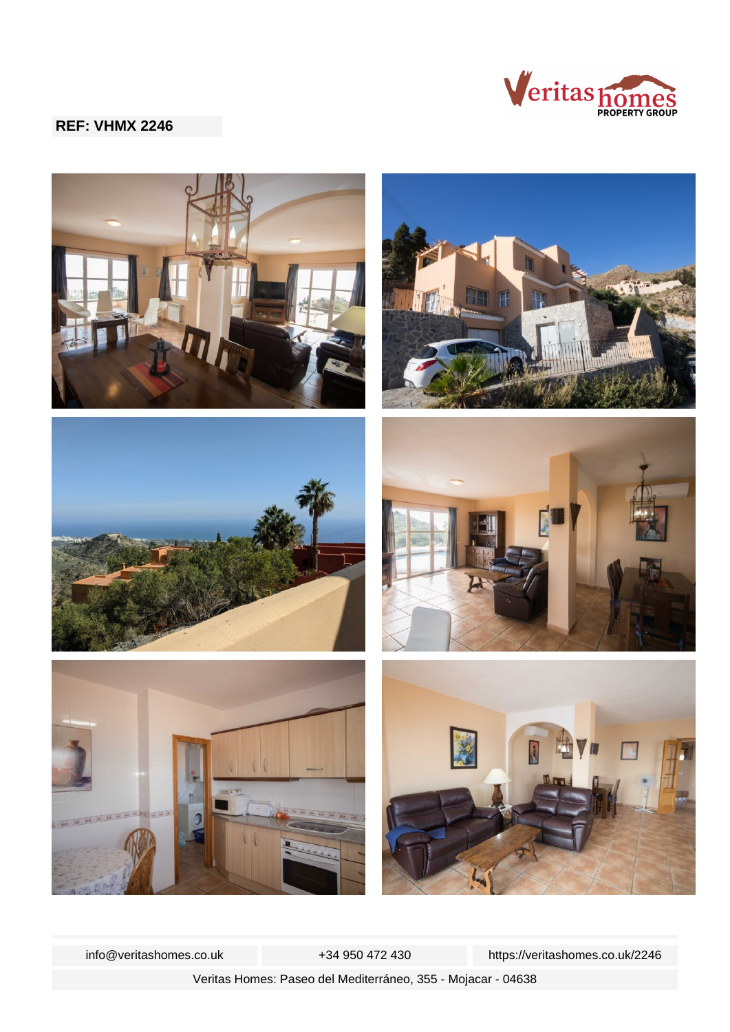**REF: VHMX 2246**

info@veritashomes.co.uk | +34 950 472 430 | https://veritashomes.co.uk/2246

Veritas Homes: Paseo del Mediterráneo, 355 - Mojacar - 04638